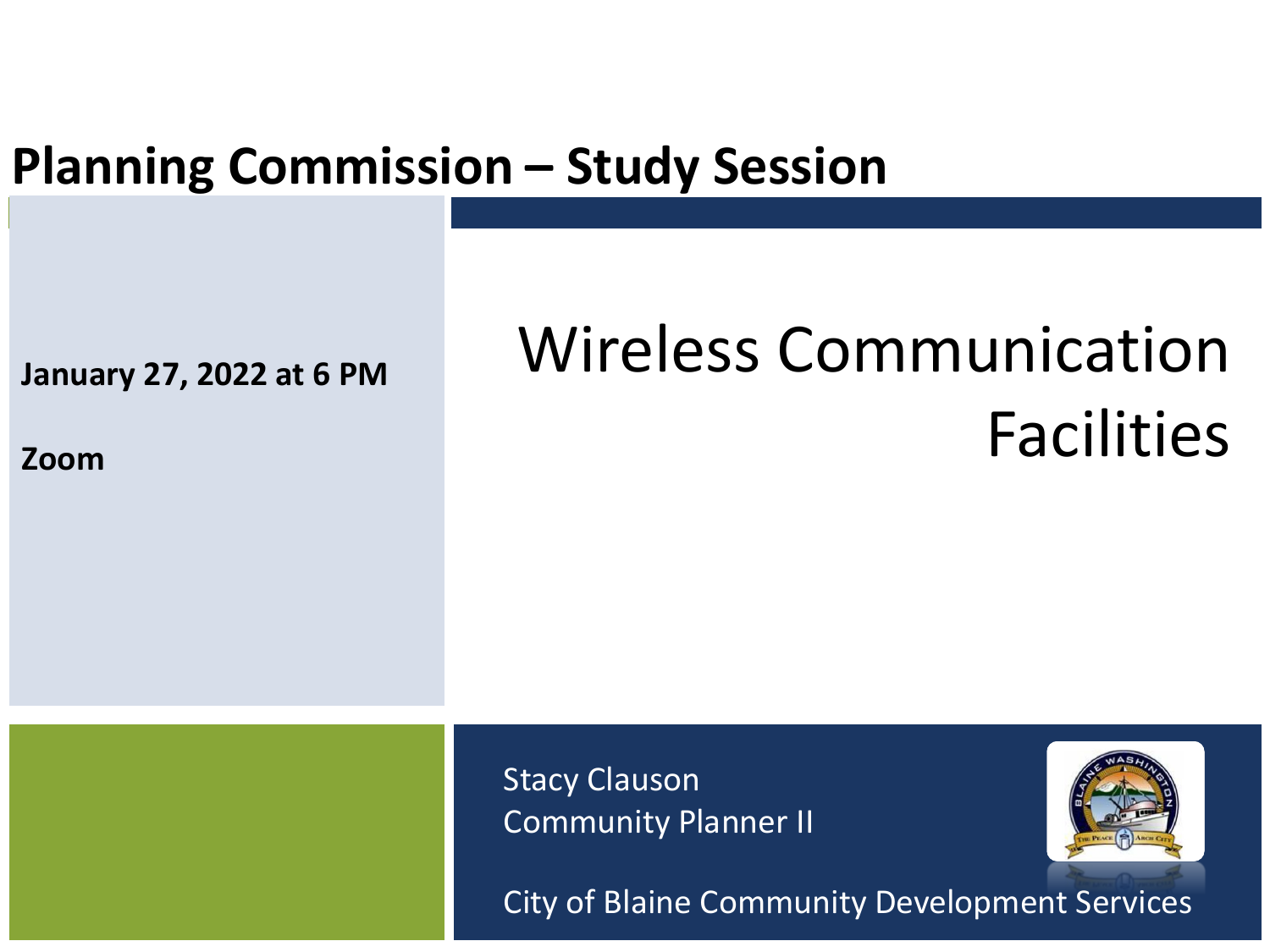# Planning Commission – Study Session

**January 27, 2022 at 6 PM**

**Zoom**

## Wireless Communication Facilities

Stacy Clauson
Community Planner II

City of Blaine Community Development Services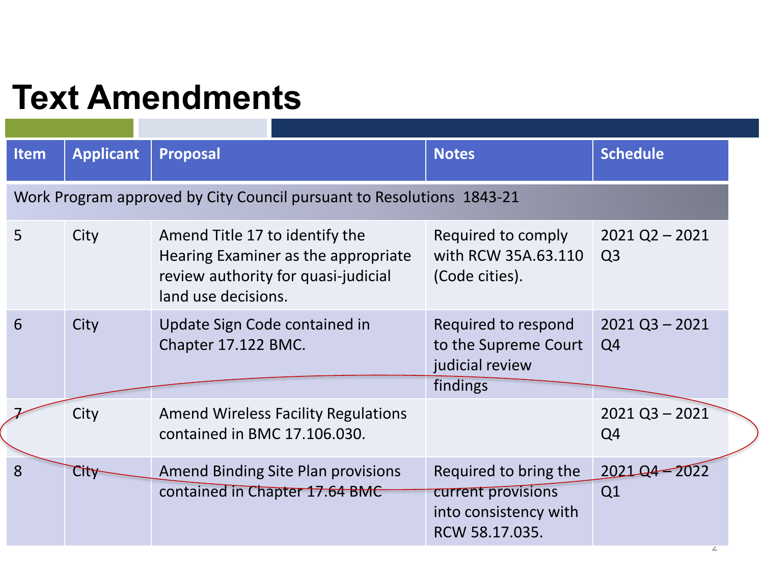# Text Amendments

| Item | Applicant | Proposal | Notes | Schedule |
|---|---|---|---|---|
| Work Program approved by City Council pursuant to Resolutions 1843-21 | | | | |
| 5 | City | Amend Title 17 to identify the Hearing Examiner as the appropriate review authority for quasi-judicial land use decisions. | Required to comply with RCW 35A.63.110 (Code cities). | 2021 Q2 – 2021 Q3 |
| 6 | City | Update Sign Code contained in Chapter 17.122 BMC. | Required to respond to the Supreme Court judicial review findings | 2021 Q3 – 2021 Q4 |
| 7 | City | Amend Wireless Facility Regulations contained in BMC 17.106.030. | | 2021 Q3 – 2021 Q4 |
| 8 | City | Amend Binding Site Plan provisions contained in Chapter 17.64 BMC | Required to bring the current provisions into consistency with RCW 58.17.035. | 2021 Q4 – 2022 Q1 |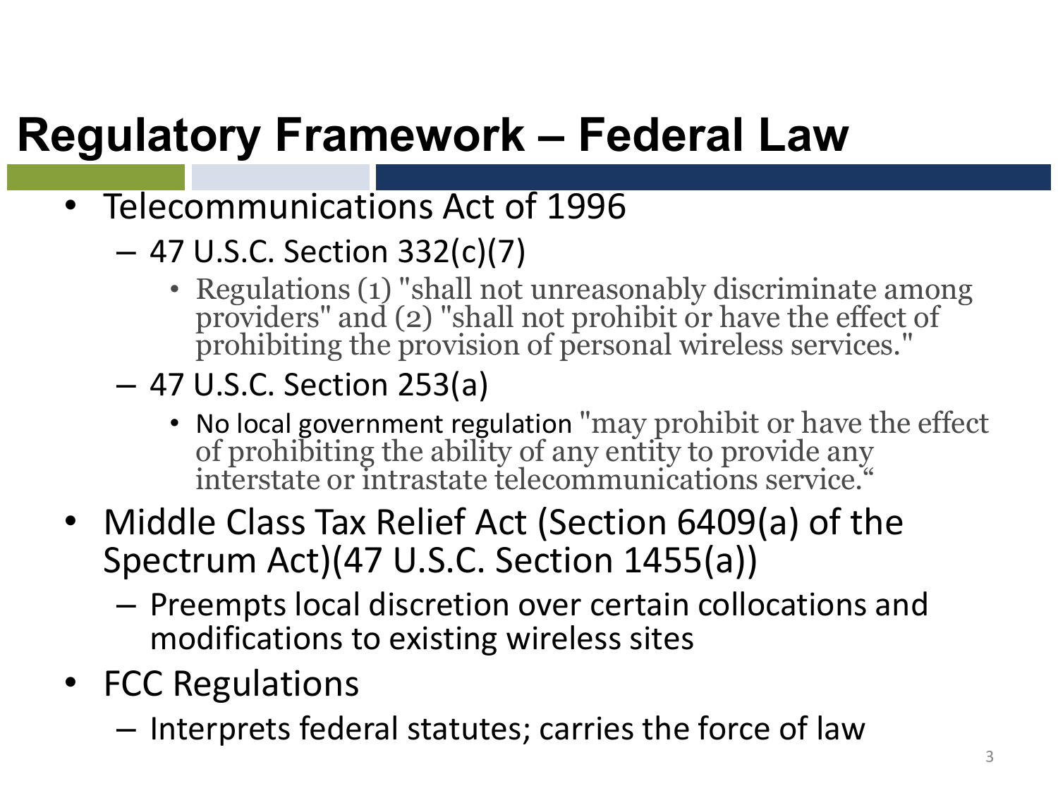# Regulatory Framework – Federal Law

- Telecommunications Act of 1996
  - 47 U.S.C. Section 332(c)(7)
    - Regulations (1) "shall not unreasonably discriminate among providers" and (2) "shall not prohibit or have the effect of prohibiting the provision of personal wireless services."
  - 47 U.S.C. Section 253(a)
    - No local government regulation "may prohibit or have the effect of prohibiting the ability of any entity to provide any interstate or intrastate telecommunications service."
- Middle Class Tax Relief Act (Section 6409(a) of the Spectrum Act)(47 U.S.C. Section 1455(a))
  - Preempts local discretion over certain collocations and modifications to existing wireless sites
- FCC Regulations
  - Interprets federal statutes; carries the force of law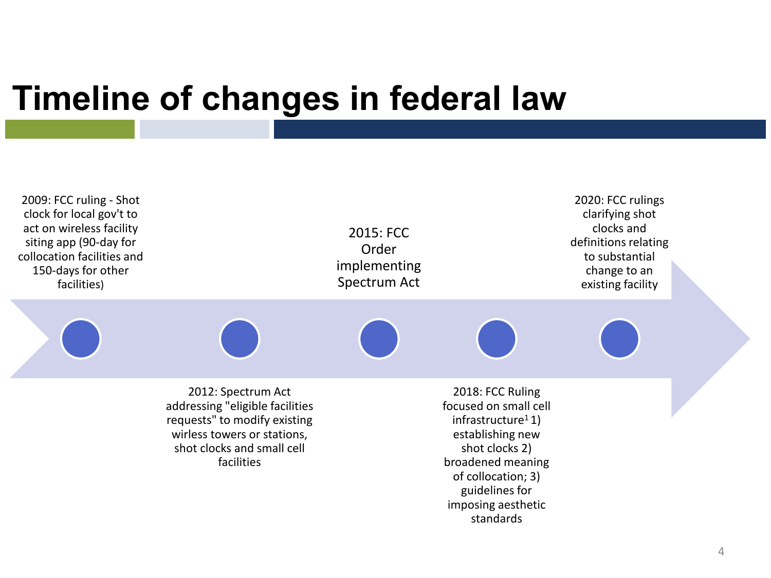# Timeline of changes in federal law

- 2009: FCC ruling - Shot clock for local gov't to act on wireless facility siting app (90-day for collocation facilities and 150-days for other facilities)
- 2012: Spectrum Act addressing "eligible facilities requests" to modify existing wirless towers or stations, shot clocks and small cell facilities
- 2015: FCC Order implementing Spectrum Act
- 2018: FCC Ruling focused on small cell infrastructure[1] 1) establishing new shot clocks 2) broadened meaning of collocation; 3) guidelines for imposing aesthetic standards
- 2020: FCC rulings clarifying shot clocks and definitions relating to substantial change to an existing facility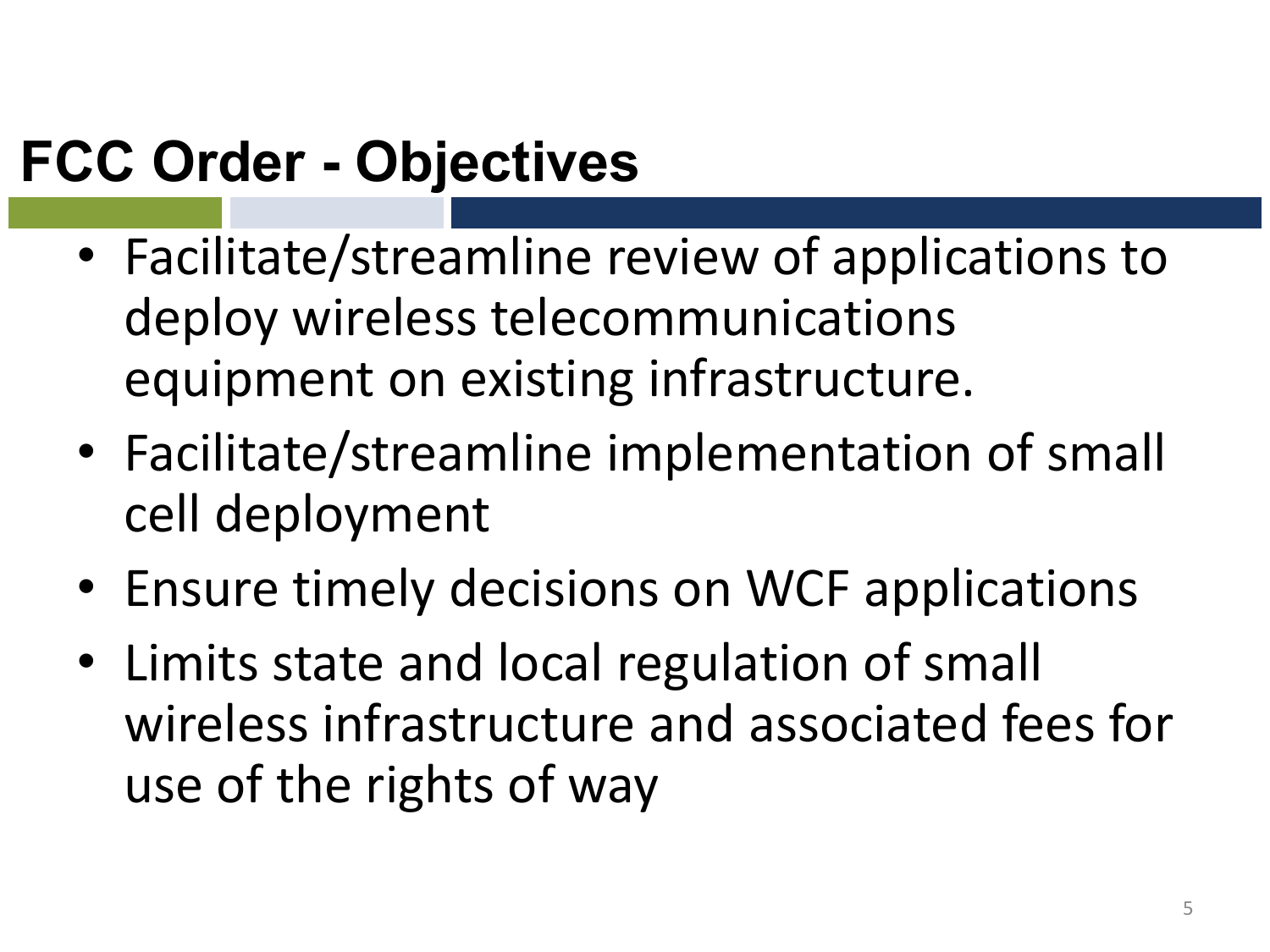# FCC Order - Objectives

- Facilitate/streamline review of applications to deploy wireless telecommunications equipment on existing infrastructure.
- Facilitate/streamline implementation of small cell deployment
- Ensure timely decisions on WCF applications
- Limits state and local regulation of small wireless infrastructure and associated fees for use of the rights of way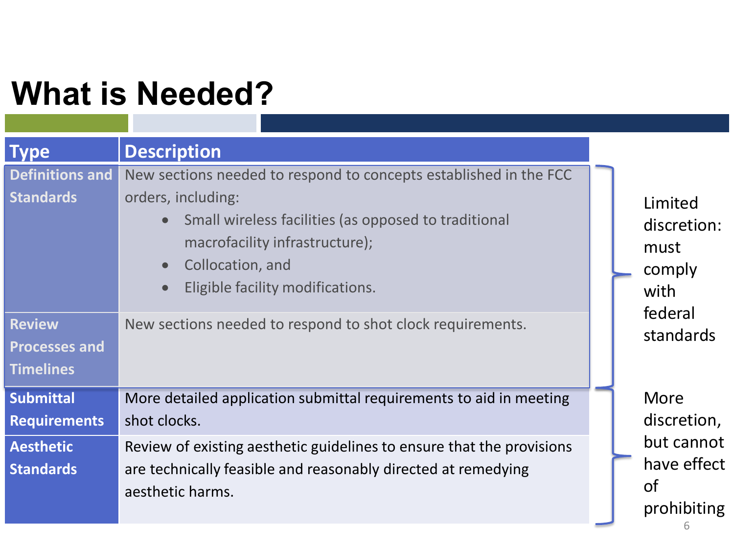# What is Needed?

| Type | Description |
| --- | --- |
| Definitions and Standards | New sections needed to respond to concepts established in the FCC orders, including: <br>• Small wireless facilities (as opposed to traditional macrofacility infrastructure); <br>• Collocation, and <br>• Eligible facility modifications. |
| Review Processes and Timelines | New sections needed to respond to shot clock requirements. |
| Submittal Requirements | More detailed application submittal requirements to aid in meeting shot clocks. |
| Aesthetic Standards | Review of existing aesthetic guidelines to ensure that the provisions are technically feasible and reasonably directed at remedying aesthetic harms. |

Definitions and Standards; Review Processes and Timelines — Limited discretion: must comply with federal standards

Submittal Requirements; Aesthetic Standards — More discretion, but cannot have effect of prohibiting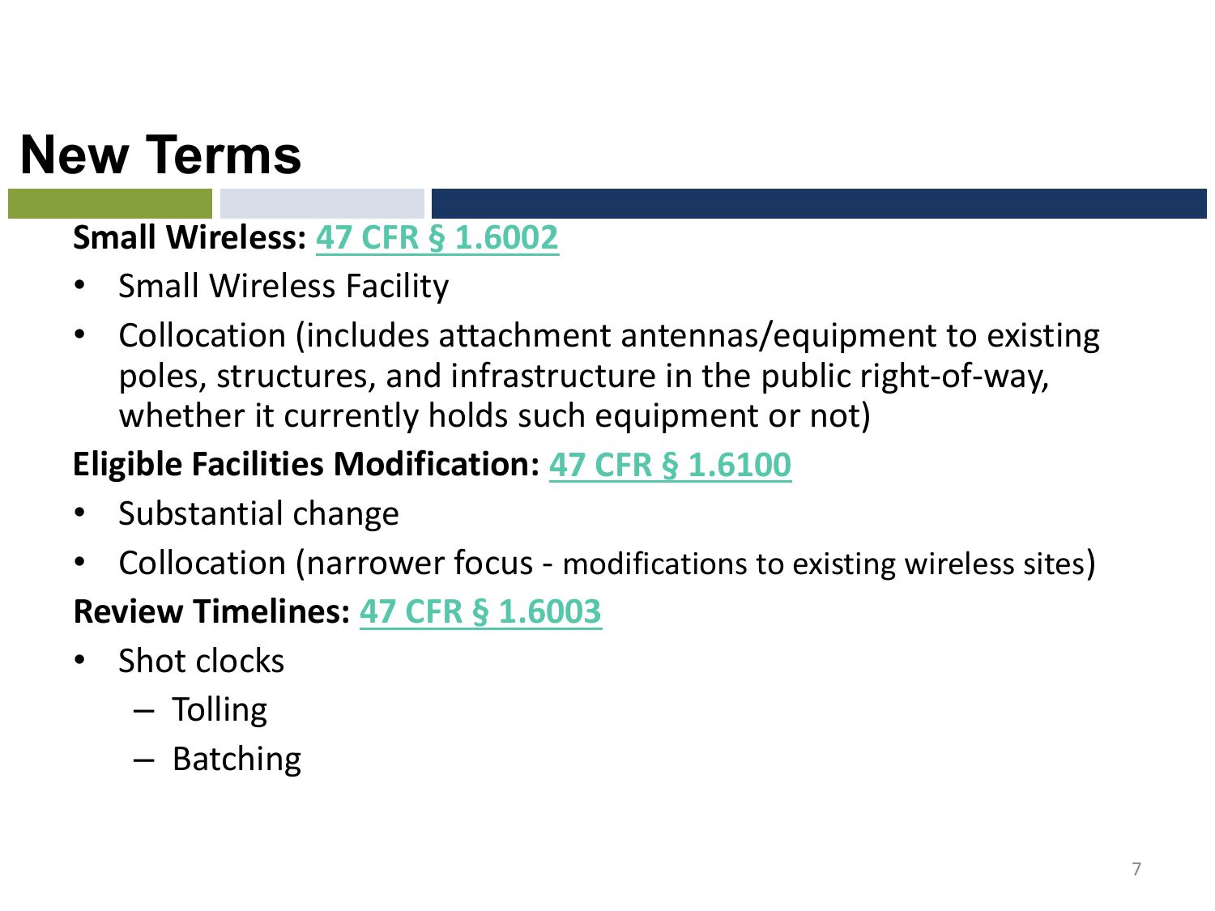# New Terms

**Small Wireless: 47 CFR § 1.6002**

- Small Wireless Facility
- Collocation (includes attachment antennas/equipment to existing poles, structures, and infrastructure in the public right-of-way, whether it currently holds such equipment or not)

**Eligible Facilities Modification: 47 CFR § 1.6100**

- Substantial change
- Collocation (narrower focus - modifications to existing wireless sites)

**Review Timelines: 47 CFR § 1.6003**

- Shot clocks
  - Tolling
  - Batching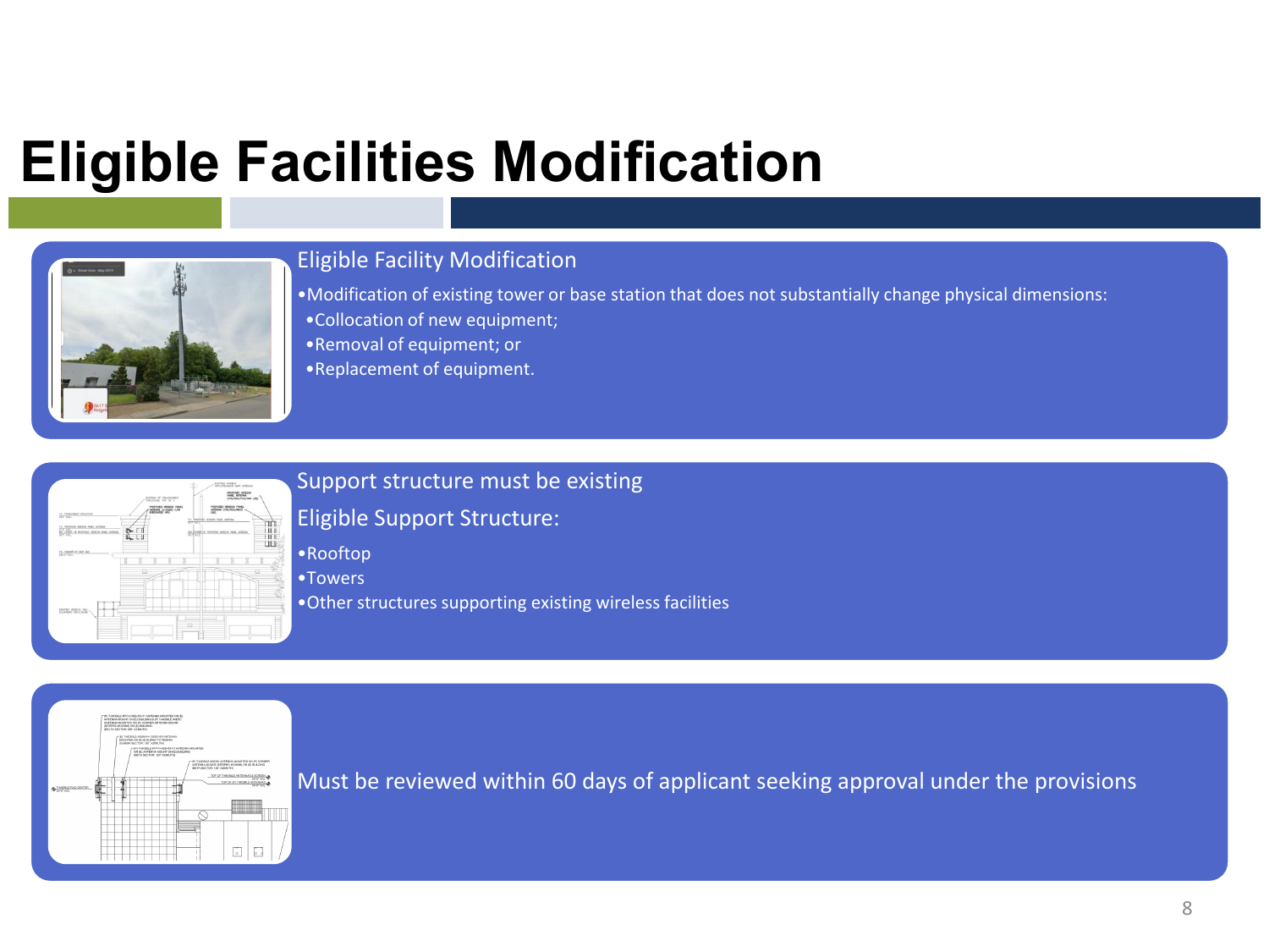# Eligible Facilities Modification

## Eligible Facility Modification

- Modification of existing tower or base station that does not substantially change physical dimensions:
  - Collocation of new equipment;
  - Removal of equipment; or
  - Replacement of equipment.

## Support structure must be existing

Eligible Support Structure:

- Rooftop
- Towers
- Other structures supporting existing wireless facilities

Must be reviewed within 60 days of applicant seeking approval under the provisions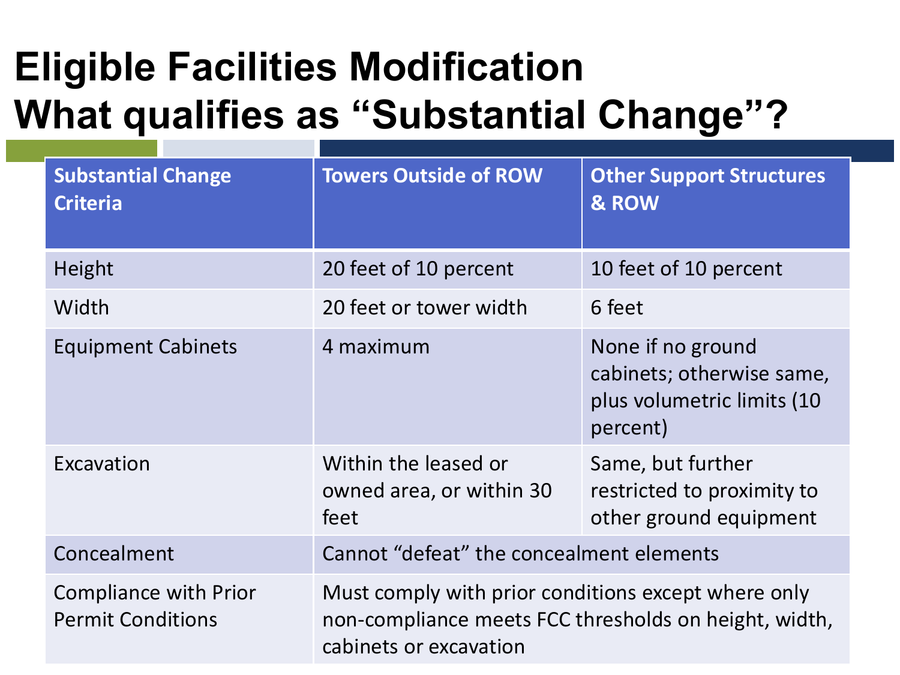# Eligible Facilities Modification
# What qualifies as "Substantial Change"?

| Substantial Change Criteria | Towers Outside of ROW | Other Support Structures & ROW |
|---|---|---|
| Height | 20 feet of 10 percent | 10 feet of 10 percent |
| Width | 20 feet or tower width | 6 feet |
| Equipment Cabinets | 4 maximum | None if no ground cabinets; otherwise same, plus volumetric limits (10 percent) |
| Excavation | Within the leased or owned area, or within 30 feet | Same, but further restricted to proximity to other ground equipment |
| Concealment | Cannot "defeat" the concealment elements | |
| Compliance with Prior Permit Conditions | Must comply with prior conditions except where only non-compliance meets FCC thresholds on height, width, cabinets or excavation | |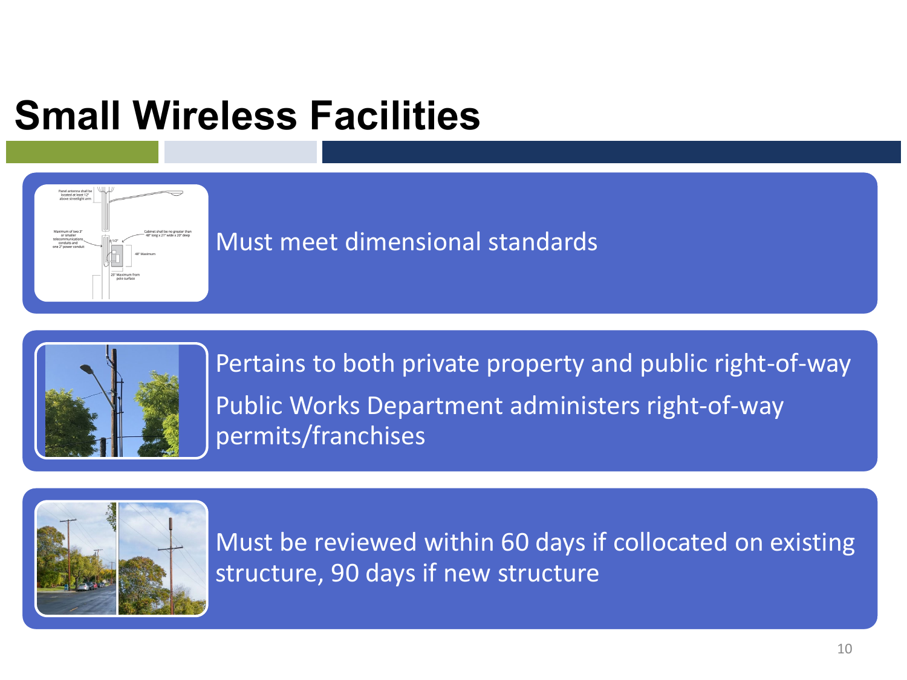# Small Wireless Facilities

Must meet dimensional standards

Pertains to both private property and public right-of-way

Public Works Department administers right-of-way permits/franchises

Must be reviewed within 60 days if collocated on existing structure, 90 days if new structure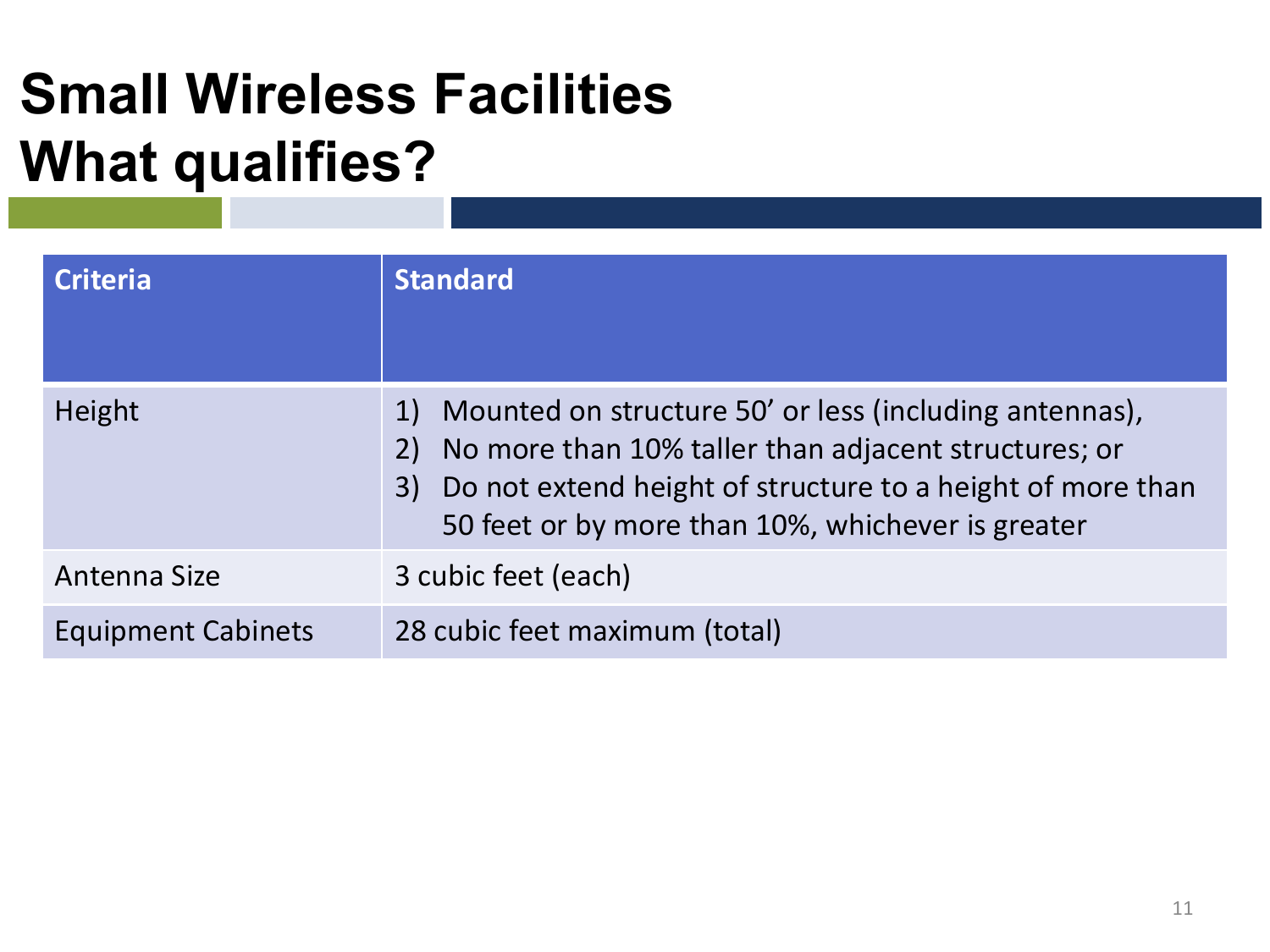# Small Wireless Facilities
# What qualifies?

| Criteria | Standard |
| --- | --- |
| Height | 1) Mounted on structure 50' or less (including antennas),<br>2) No more than 10% taller than adjacent structures; or<br>3) Do not extend height of structure to a height of more than 50 feet or by more than 10%, whichever is greater |
| Antenna Size | 3 cubic feet (each) |
| Equipment Cabinets | 28 cubic feet maximum (total) |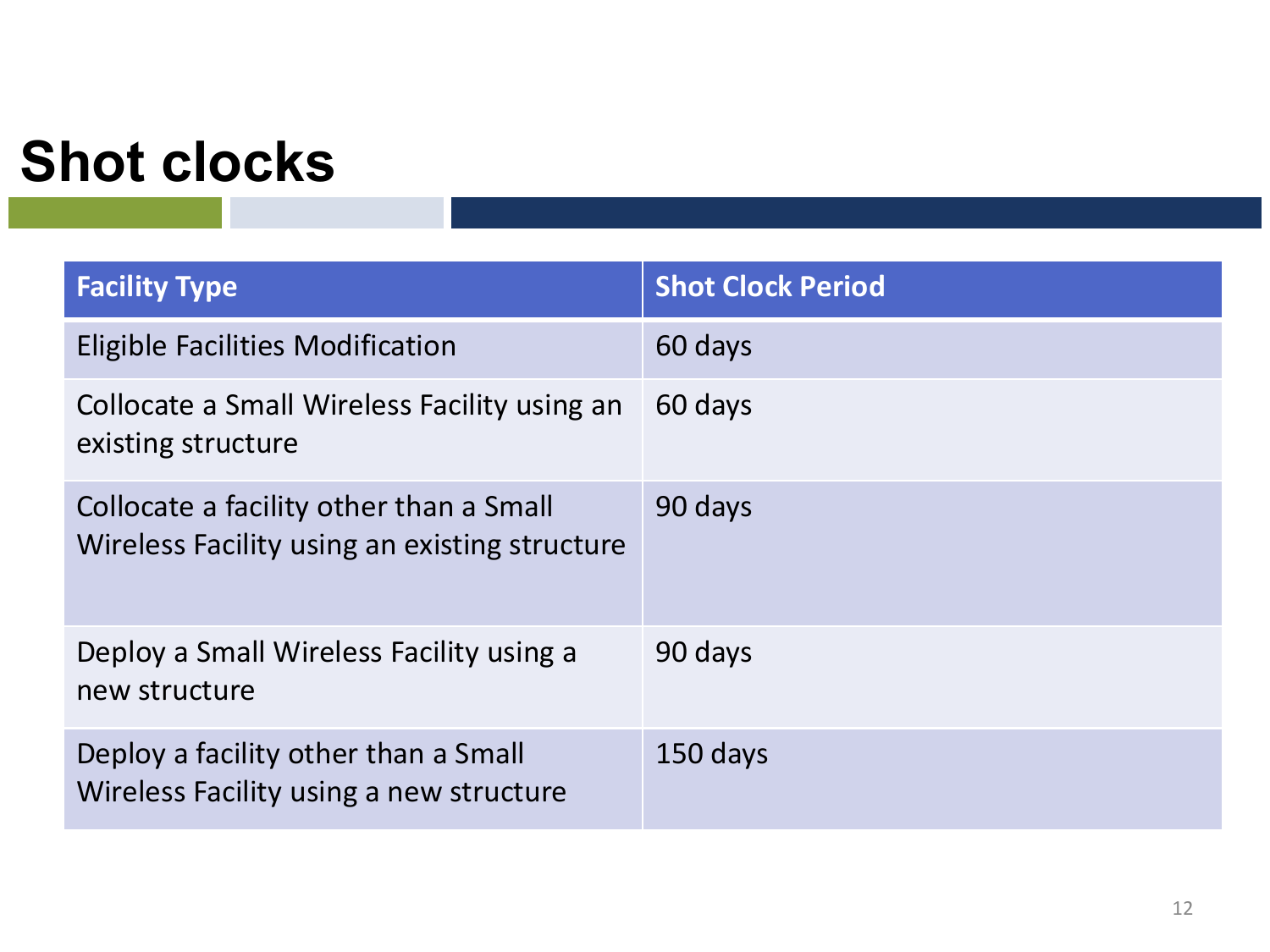# Shot clocks

| Facility Type | Shot Clock Period |
|---|---|
| Eligible Facilities Modification | 60 days |
| Collocate a Small Wireless Facility using an existing structure | 60 days |
| Collocate a facility other than a Small Wireless Facility using an existing structure | 90 days |
| Deploy a Small Wireless Facility using a new structure | 90 days |
| Deploy a facility other than a Small Wireless Facility using a new structure | 150 days |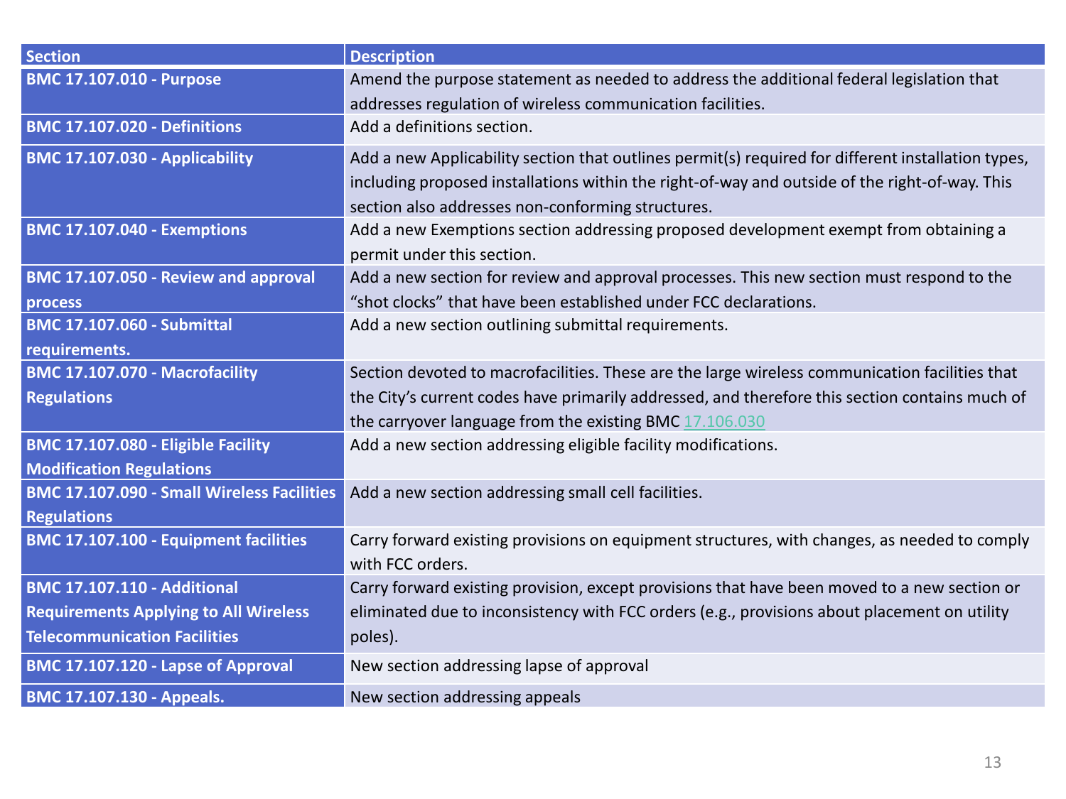| Section | Description |
| --- | --- |
| **BMC 17.107.010 - Purpose** | Amend the purpose statement as needed to address the additional federal legislation that addresses regulation of wireless communication facilities. |
| **BMC 17.107.020 - Definitions** | Add a definitions section. |
| **BMC 17.107.030 - Applicability** | Add a new Applicability section that outlines permit(s) required for different installation types, including proposed installations within the right-of-way and outside of the right-of-way. This section also addresses non-conforming structures. |
| **BMC 17.107.040 - Exemptions** | Add a new Exemptions section addressing proposed development exempt from obtaining a permit under this section. |
| **BMC 17.107.050 - Review and approval process** | Add a new section for review and approval processes. This new section must respond to the "shot clocks" that have been established under FCC declarations. |
| **BMC 17.107.060 - Submittal requirements.** | Add a new section outlining submittal requirements. |
| **BMC 17.107.070 - Macrofacility Regulations** | Section devoted to macrofacilities. These are the large wireless communication facilities that the City's current codes have primarily addressed, and therefore this section contains much of the carryover language from the existing BMC 17.106.030 |
| **BMC 17.107.080 - Eligible Facility Modification Regulations** | Add a new section addressing eligible facility modifications. |
| **BMC 17.107.090 - Small Wireless Facilities Regulations** | Add a new section addressing small cell facilities. |
| **BMC 17.107.100 - Equipment facilities** | Carry forward existing provisions on equipment structures, with changes, as needed to comply with FCC orders. |
| **BMC 17.107.110 - Additional Requirements Applying to All Wireless Telecommunication Facilities** | Carry forward existing provision, except provisions that have been moved to a new section or eliminated due to inconsistency with FCC orders (e.g., provisions about placement on utility poles). |
| **BMC 17.107.120 - Lapse of Approval** | New section addressing lapse of approval |
| **BMC 17.107.130 - Appeals.** | New section addressing appeals |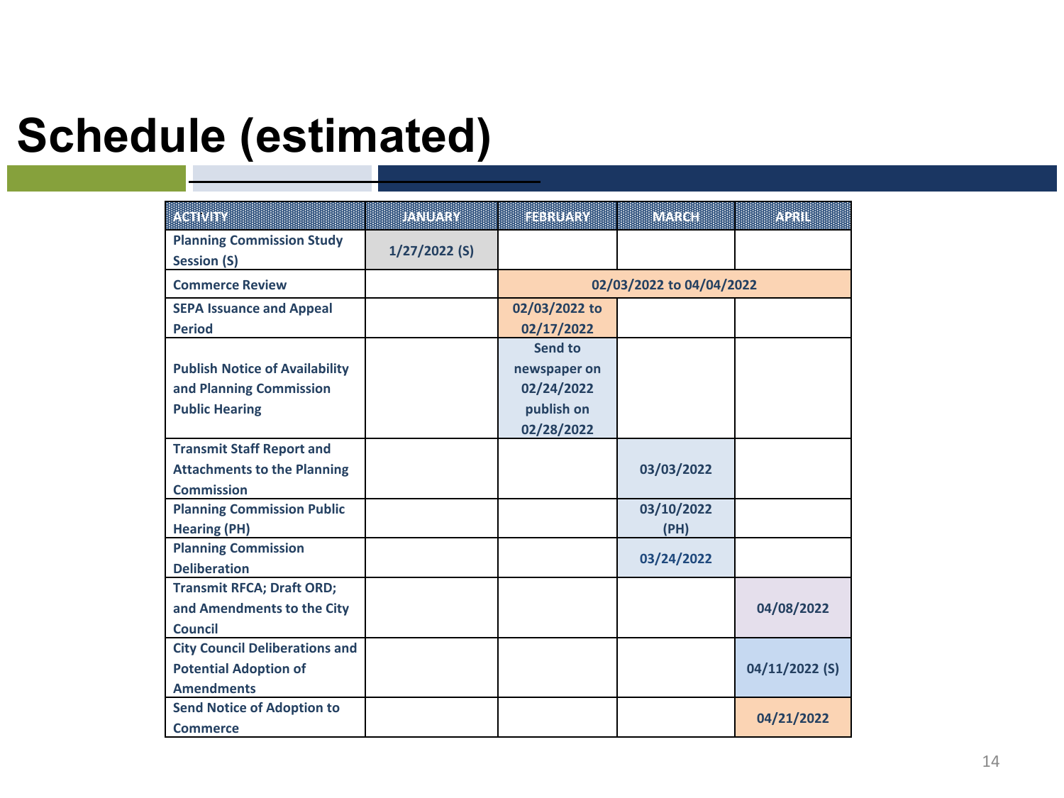# Schedule (estimated)

| ACTIVITY | JANUARY | FEBRUARY | MARCH | APRIL |
| --- | --- | --- | --- | --- |
| Planning Commission Study Session (S) | 1/27/2022 (S) | | | |
| Commerce Review | | 02/03/2022 to 04/04/2022 | | |
| SEPA Issuance and Appeal Period | | 02/03/2022 to 02/17/2022 | | |
| Publish Notice of Availability and Planning Commission Public Hearing | | Send to newspaper on 02/24/2022 publish on 02/28/2022 | | |
| Transmit Staff Report and Attachments to the Planning Commission | | | 03/03/2022 | |
| Planning Commission Public Hearing (PH) | | | 03/10/2022 (PH) | |
| Planning Commission Deliberation | | | 03/24/2022 | |
| Transmit RFCA; Draft ORD; and Amendments to the City Council | | | | 04/08/2022 |
| City Council Deliberations and Potential Adoption of Amendments | | | | 04/11/2022 (S) |
| Send Notice of Adoption to Commerce | | | | 04/21/2022 |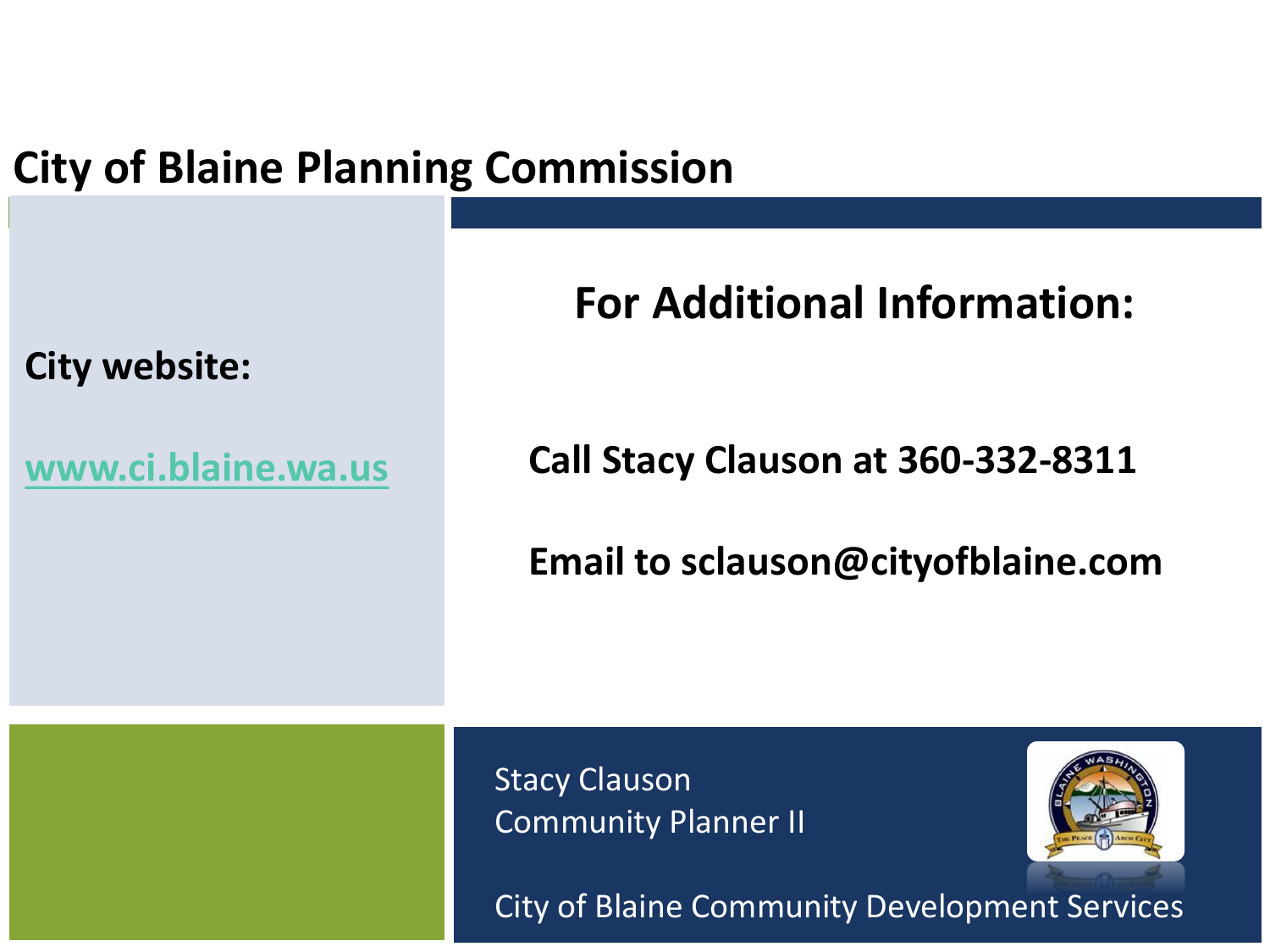# City of Blaine Planning Commission

**City website:**

[www.ci.blaine.wa.us](http://www.ci.blaine.wa.us)

## For Additional Information:

**Call Stacy Clauson at 360-332-8311**

**Email to sclauson@cityofblaine.com**

Stacy Clauson
Community Planner II

City of Blaine Community Development Services